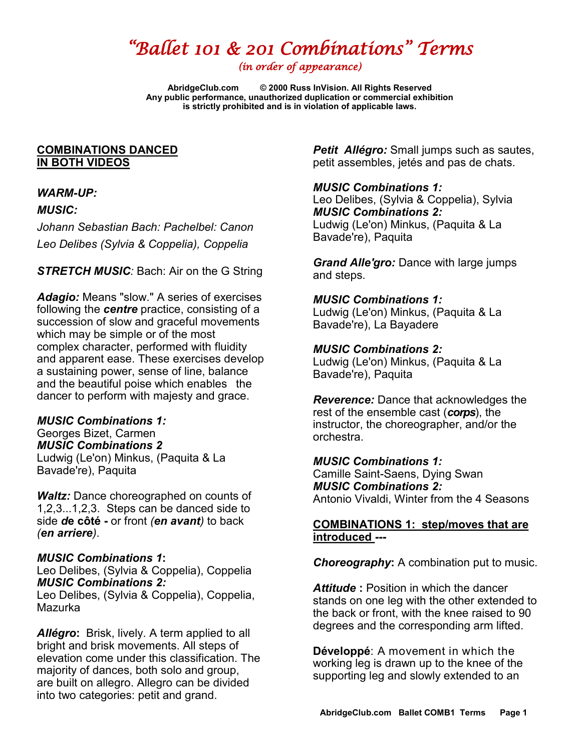# *"Ballet 101 & 201 Combinations" Terms*

*(in order of appearance)*

**AbridgeClub.com © 2000 Russ InVision. All Rights Reserved**
**Any public performance, unauthorized duplication or commercial exhibition is strictly prohibited and is in violation of applicable laws.**

## COMBINATIONS DANCED IN BOTH VIDEOS

***WARM-UP:***

***MUSIC:***

*Johann Sebastian Bach: Pachelbel: Canon*

*Leo Delibes (Sylvia & Coppelia), Coppelia*

***STRETCH MUSIC****:* Bach: Air on the G String

***Adagio:*** Means "slow." A series of exercises following the ***centre*** practice, consisting of a succession of slow and graceful movements which may be simple or of the most complex character, performed with fluidity and apparent ease. These exercises develop a sustaining power, sense of line, balance and the beautiful poise which enables the dancer to perform with majesty and grace.

***MUSIC Combinations 1:***
Georges Bizet, Carmen
***MUSIC Combinations 2***
Ludwig (Le'on) Minkus, (Paquita & La Bavade're), Paquita

***Waltz:*** Dance choreographed on counts of 1,2,3...1,2,3. Steps can be danced side to side ***de* côté -** or front *(**en avant**)* to back *(**en arriere**)*.

***MUSIC Combinations 1*:**
Leo Delibes, (Sylvia & Coppelia), Coppelia
***MUSIC Combinations 2:***
Leo Delibes, (Sylvia & Coppelia), Coppelia, Mazurka

***Allégro*:** Brisk, lively. A term applied to all bright and brisk movements. All steps of elevation come under this classification. The majority of dances, both solo and group, are built on allegro. Allegro can be divided into two categories: petit and grand.

***Petit Allégro:*** Small jumps such as sautes, petit assembles, jetés and pas de chats.

***MUSIC Combinations 1:***
Leo Delibes, (Sylvia & Coppelia), Sylvia
***MUSIC Combinations 2:***
Ludwig (Le'on) Minkus, (Paquita & La Bavade're), Paquita

***Grand Alle'gro:*** Dance with large jumps and steps.

***MUSIC Combinations 1:***
Ludwig (Le'on) Minkus, (Paquita & La Bavade're), La Bayadere

***MUSIC Combinations 2:***
Ludwig (Le'on) Minkus, (Paquita & La Bavade're), Paquita

***Reverence:*** Dance that acknowledges the rest of the ensemble cast (***corps***), the instructor, the choreographer, and/or the orchestra.

***MUSIC Combinations 1:***
Camille Saint-Saens, Dying Swan
***MUSIC Combinations 2:***
Antonio Vivaldi, Winter from the 4 Seasons

## COMBINATIONS 1: step/moves that are introduced ---

***Choreography*:** A combination put to music.

***Attitude* :** Position in which the dancer stands on one leg with the other extended to the back or front, with the knee raised to 90 degrees and the corresponding arm lifted.

**Développé**: A movement in which the working leg is drawn up to the knee of the supporting leg and slowly extended to an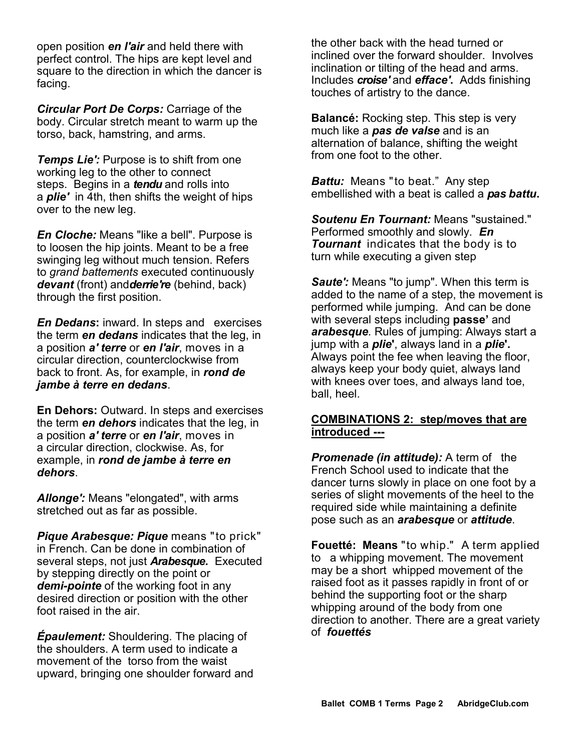open position ***en l'air*** and held there with perfect control. The hips are kept level and square to the direction in which the dancer is facing.

***Circular Port De Corps:*** Carriage of the body. Circular stretch meant to warm up the torso, back, hamstring, and arms.

***Temps Lie':*** Purpose is to shift from one working leg to the other to connect steps. Begins in a ***tendu*** and rolls into a ***plie'*** in 4th, then shifts the weight of hips over to the new leg.

***En Cloche:*** Means "like a bell". Purpose is to loosen the hip joints. Meant to be a free swinging leg without much tension. Refers to *grand battements* executed continuously ***devant*** (front) and***derrie're*** (behind, back) through the first position.

***En Dedans*:** inward. In steps and exercises the term ***en dedans*** indicates that the leg, in a position ***a' terre*** or ***en l'air***, moves in a circular direction, counterclockwise from back to front. As, for example, in ***rond de jambe à terre en dedans***.

**En Dehors:** Outward. In steps and exercises the term ***en dehors*** indicates that the leg, in a position ***a' terre*** or ***en l'air***, moves in a circular direction, clockwise. As, for example, in ***rond de jambe à terre en dehors***.

***Allonge':*** Means "elongated", with arms stretched out as far as possible.

***Pique Arabesque: Pique*** means "to prick" in French. Can be done in combination of several steps, not just ***Arabesque.*** Executed by stepping directly on the point or ***demi-pointe*** of the working foot in any desired direction or position with the other foot raised in the air.

***Épaulement:*** Shouldering. The placing of the shoulders. A term used to indicate a movement of the torso from the waist upward, bringing one shoulder forward and the other back with the head turned or inclined over the forward shoulder. Involves inclination or tilting of the head and arms. Includes ***croise'*** and ***effacе'.*** Adds finishing touches of artistry to the dance.

**Balancé:** Rocking step. This step is very much like a ***pas de valse*** and is an alternation of balance, shifting the weight from one foot to the other.

***Battu:*** Means "to beat." Any step embellished with a beat is called a ***pas battu*.**

***Soutenu En Tournant:*** Means "sustained." Performed smoothly and slowly. ***En Tournant*** indicates that the body is to turn while executing a given step

***Saute':*** Means "to jump". When this term is added to the name of a step, the movement is performed while jumping. And can be done with several steps including **passe'** and ***arabesque***. Rules of jumping: Always start a jump with a ***plie*'**, always land in a ***plie*'.** Always point the fee when leaving the floor, always keep your body quiet, always land with knees over toes, and always land toe, ball, heel.

**COMBINATIONS 2: step/moves that are introduced ---**

***Promenade (in attitude):*** A term of the French School used to indicate that the dancer turns slowly in place on one foot by a series of slight movements of the heel to the required side while maintaining a definite pose such as an ***arabesque*** or ***attitude***.

**Fouetté: Means** "to whip." A term applied to a whipping movement. The movement may be a short whipped movement of the raised foot as it passes rapidly in front of or behind the supporting foot or the sharp whipping around of the body from one direction to another. There are a great variety of ***fouettés***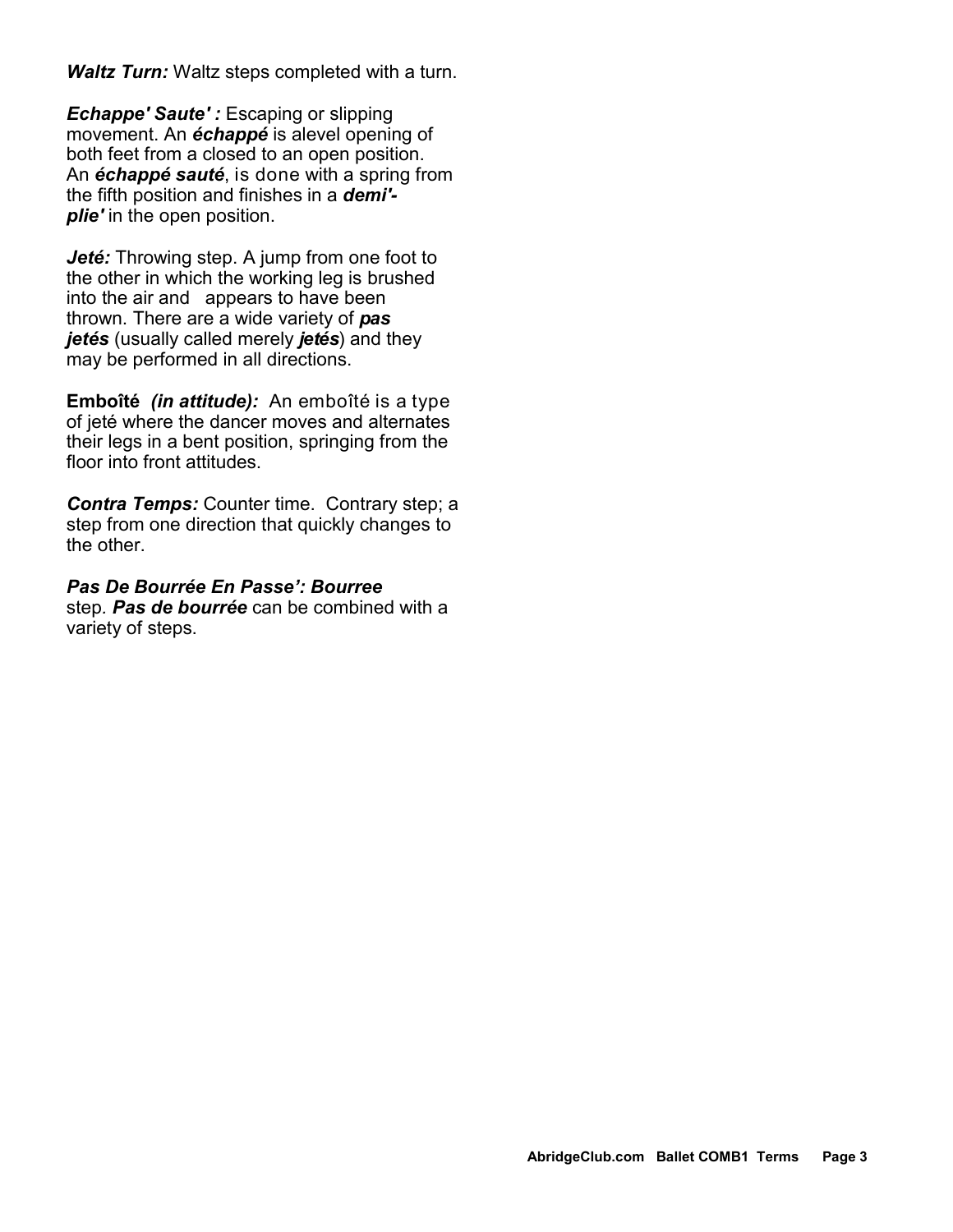***Waltz Turn:*** Waltz steps completed with a turn.

***Echappe' Saute' :*** Escaping or slipping movement. An ***échappé*** is alevel opening of both feet from a closed to an open position. An ***échappé sauté***, is done with a spring from the fifth position and finishes in a ***demi'-plie'*** in the open position.

***Jeté:*** Throwing step. A jump from one foot to the other in which the working leg is brushed into the air and appears to have been thrown. There are a wide variety of ***pas jetés*** (usually called merely ***jetés***) and they may be performed in all directions.

**Emboîté** ***(in attitude):*** An emboîté is a type of jeté where the dancer moves and alternates their legs in a bent position, springing from the floor into front attitudes.

***Contra Temps:*** Counter time. Contrary step; a step from one direction that quickly changes to the other.

***Pas De Bourrée En Passe': Bourree*** step. ***Pas de bourrée*** can be combined with a variety of steps.